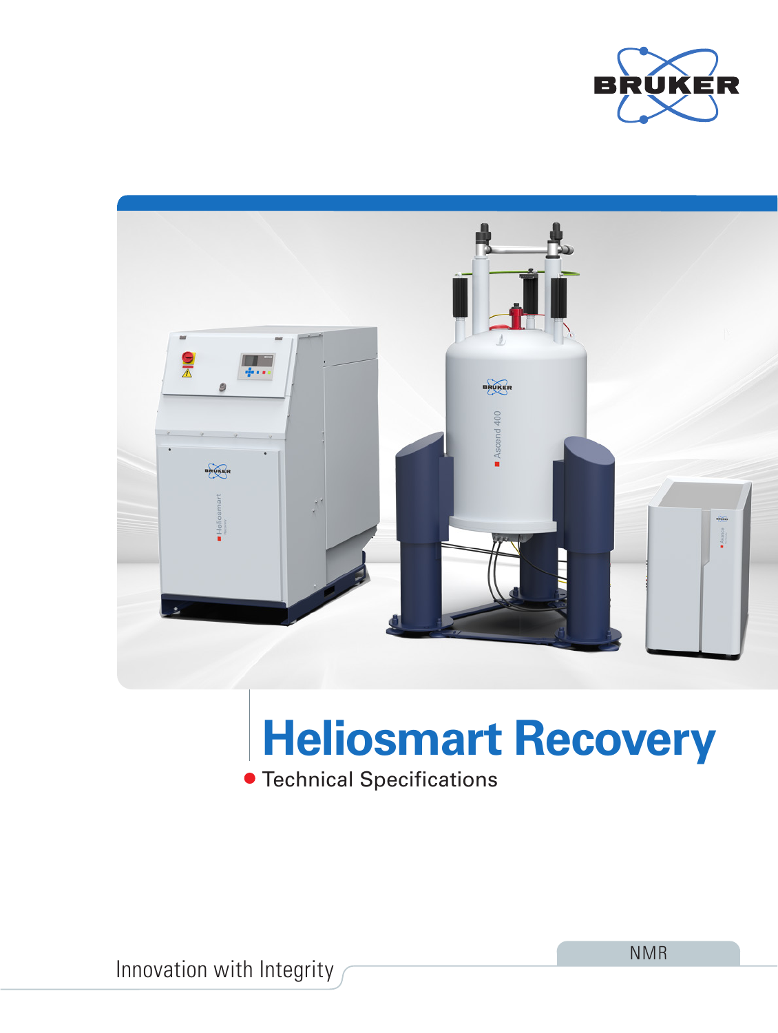# Heliosmart Recovery

- Technical Specifications

Innovation with Integrity

NMR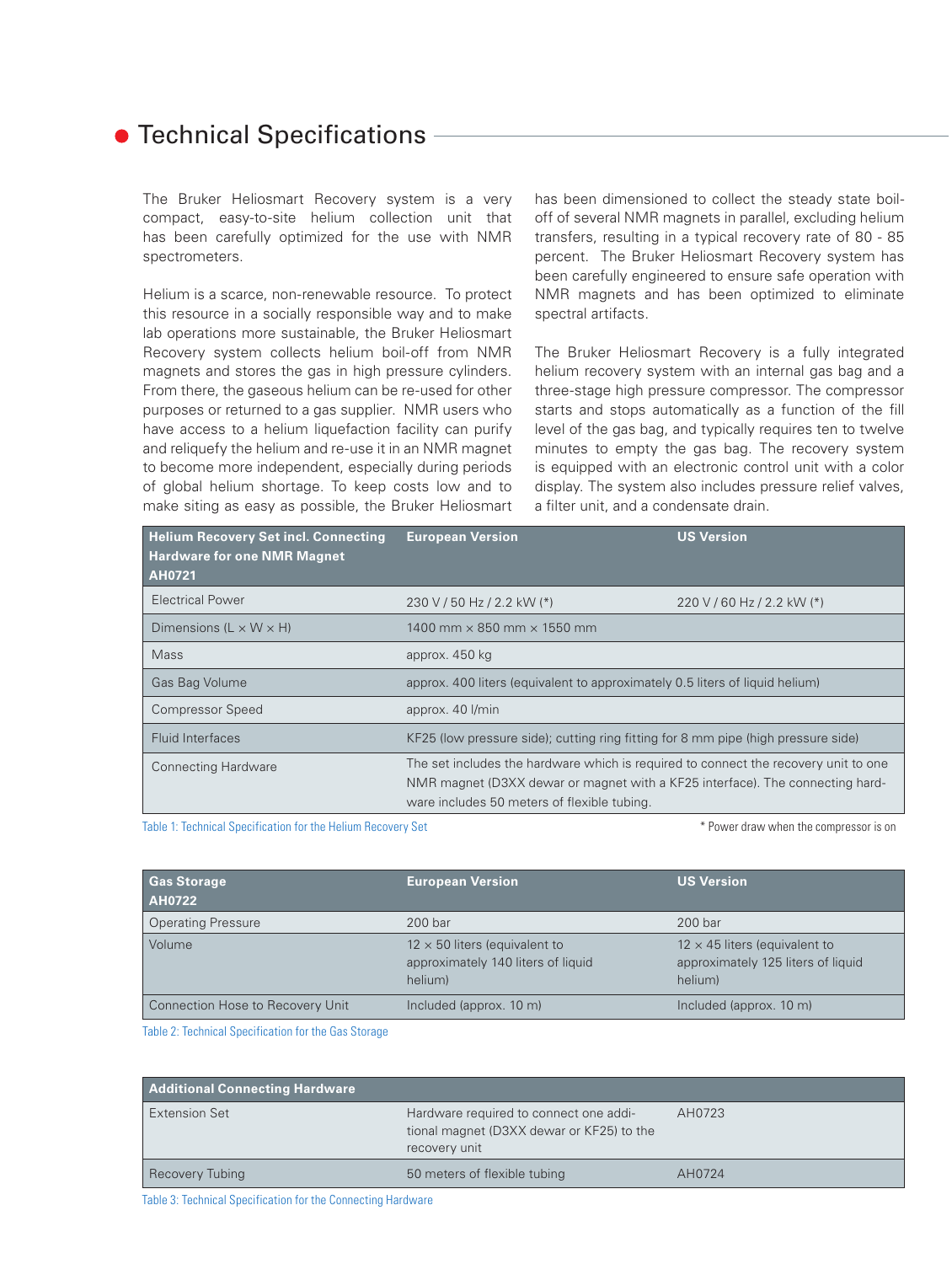## Technical Specifications

The Bruker Heliosmart Recovery system is a very compact, easy-to-site helium collection unit that has been carefully optimized for the use with NMR spectrometers.

Helium is a scarce, non-renewable resource. To protect this resource in a socially responsible way and to make lab operations more sustainable, the Bruker Heliosmart Recovery system collects helium boil-off from NMR magnets and stores the gas in high pressure cylinders. From there, the gaseous helium can be re-used for other purposes or returned to a gas supplier. NMR users who have access to a helium liquefaction facility can purify and reliquefy the helium and re-use it in an NMR magnet to become more independent, especially during periods of global helium shortage. To keep costs low and to make siting as easy as possible, the Bruker Heliosmart has been dimensioned to collect the steady state boil-off of several NMR magnets in parallel, excluding helium transfers, resulting in a typical recovery rate of 80 - 85 percent. The Bruker Heliosmart Recovery system has been carefully engineered to ensure safe operation with NMR magnets and has been optimized to eliminate spectral artifacts.

The Bruker Heliosmart Recovery is a fully integrated helium recovery system with an internal gas bag and a three-stage high pressure compressor. The compressor starts and stops automatically as a function of the fill level of the gas bag, and typically requires ten to twelve minutes to empty the gas bag. The recovery system is equipped with an electronic control unit with a color display. The system also includes pressure relief valves, a filter unit, and a condensate drain.

| **Helium Recovery Set incl. Connecting Hardware for one NMR Magnet AH0721** | **European Version** | **US Version** |
|---|---|---|
| Electrical Power | 230 V / 50 Hz / 2.2 kW (*) | 220 V / 60 Hz / 2.2 kW (*) |
| Dimensions (L × W × H) | 1400 mm × 850 mm × 1550 mm | |
| Mass | approx. 450 kg | |
| Gas Bag Volume | approx. 400 liters (equivalent to approximately 0.5 liters of liquid helium) | |
| Compressor Speed | approx. 40 l/min | |
| Fluid Interfaces | KF25 (low pressure side); cutting ring fitting for 8 mm pipe (high pressure side) | |
| Connecting Hardware | The set includes the hardware which is required to connect the recovery unit to one NMR magnet (D3XX dewar or magnet with a KF25 interface). The connecting hardware includes 50 meters of flexible tubing. | |

Table 1: Technical Specification for the Helium Recovery Set

* Power draw when the compressor is on

| **Gas Storage AH0722** | **European Version** | **US Version** |
|---|---|---|
| Operating Pressure | 200 bar | 200 bar |
| Volume | 12 × 50 liters (equivalent to approximately 140 liters of liquid helium) | 12 × 45 liters (equivalent to approximately 125 liters of liquid helium) |
| Connection Hose to Recovery Unit | Included (approx. 10 m) | Included (approx. 10 m) |

Table 2: Technical Specification for the Gas Storage

| **Additional Connecting Hardware** | | |
|---|---|---|
| Extension Set | Hardware required to connect one additional magnet (D3XX dewar or KF25) to the recovery unit | AH0723 |
| Recovery Tubing | 50 meters of flexible tubing | AH0724 |

Table 3: Technical Specification for the Connecting Hardware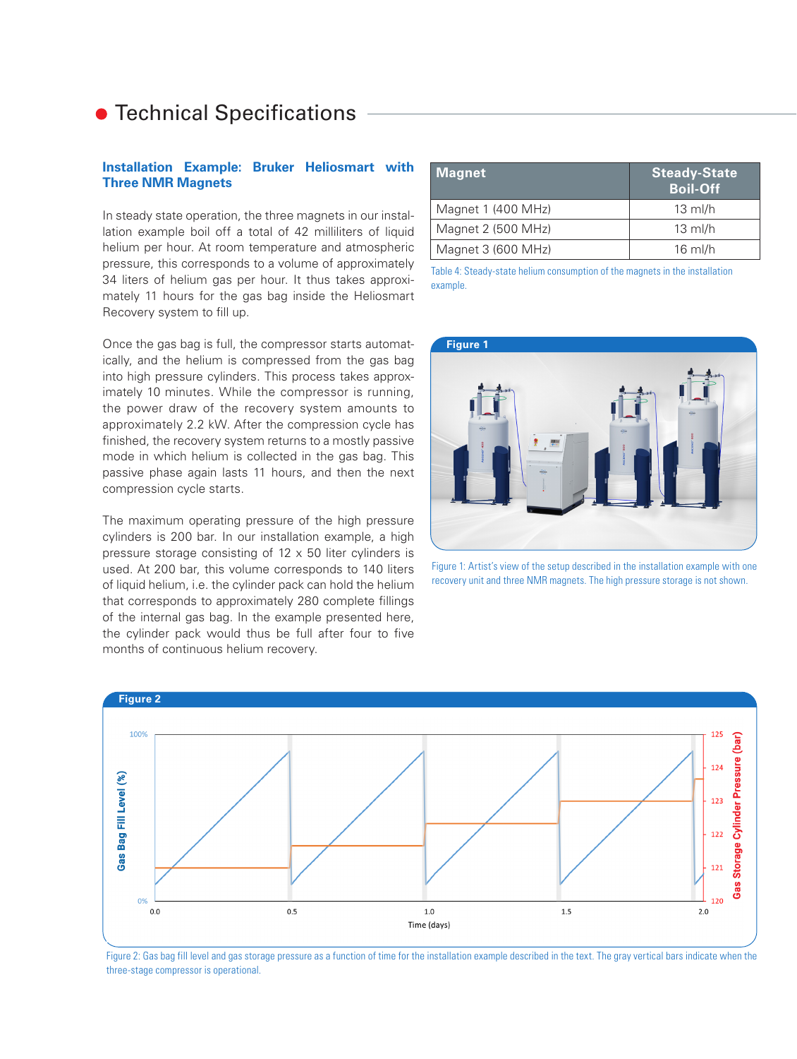# Technical Specifications

## Installation Example: Bruker Heliosmart with Three NMR Magnets

In steady state operation, the three magnets in our installation example boil off a total of 42 milliliters of liquid helium per hour. At room temperature and atmospheric pressure, this corresponds to a volume of approximately 34 liters of helium gas per hour. It thus takes approximately 11 hours for the gas bag inside the Heliosmart Recovery system to fill up.

Once the gas bag is full, the compressor starts automatically, and the helium is compressed from the gas bag into high pressure cylinders. This process takes approximately 10 minutes. While the compressor is running, the power draw of the recovery system amounts to approximately 2.2 kW. After the compression cycle has finished, the recovery system returns to a mostly passive mode in which helium is collected in the gas bag. This passive phase again lasts 11 hours, and then the next compression cycle starts.

The maximum operating pressure of the high pressure cylinders is 200 bar. In our installation example, a high pressure storage consisting of 12 x 50 liter cylinders is used. At 200 bar, this volume corresponds to 140 liters of liquid helium, i.e. the cylinder pack can hold the helium that corresponds to approximately 280 complete fillings of the internal gas bag. In the example presented here, the cylinder pack would thus be full after four to five months of continuous helium recovery.

| Magnet | Steady-State Boil-Off |
|---|---|
| Magnet 1 (400 MHz) | 13 ml/h |
| Magnet 2 (500 MHz) | 13 ml/h |
| Magnet 3 (600 MHz) | 16 ml/h |

Table 4: Steady-state helium consumption of the magnets in the installation example.

**Figure 1**

Figure 1: Artist's view of the setup described in the installation example with one recovery unit and three NMR magnets. The high pressure storage is not shown.

**Figure 2**

Figure 2: Gas bag fill level and gas storage pressure as a function of time for the installation example described in the text. The gray vertical bars indicate when the three-stage compressor is operational.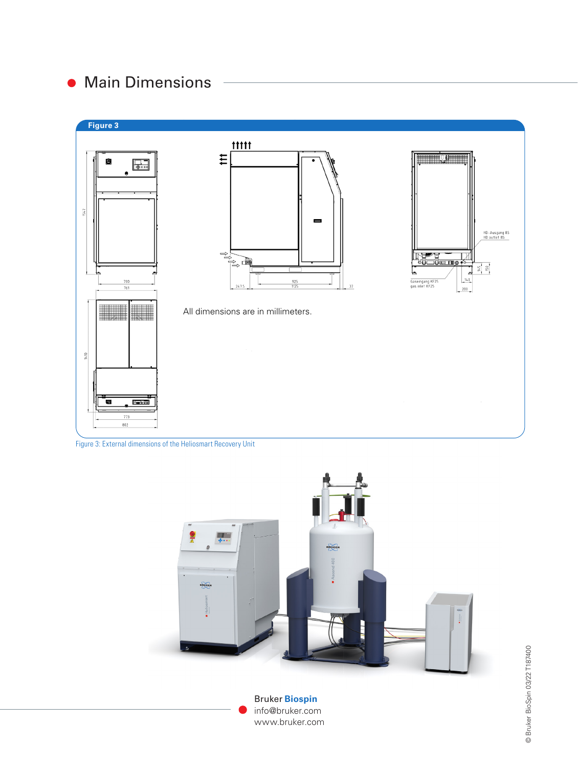# Main Dimensions

**Figure 3**

1547

700

761

247.5

925

1125

37

HD-Ausgang 8S
HD outlet 8S

145

150

143

200

Gaseingang KF25
gas inlet KF25

1410

773

802

All dimensions are in millimeters.

Figure 3: External dimensions of the Heliosmart Recovery Unit

Bruker **Biospin**
info@bruker.com
www.bruker.com

© Bruker BioSpin 03/22 T187400